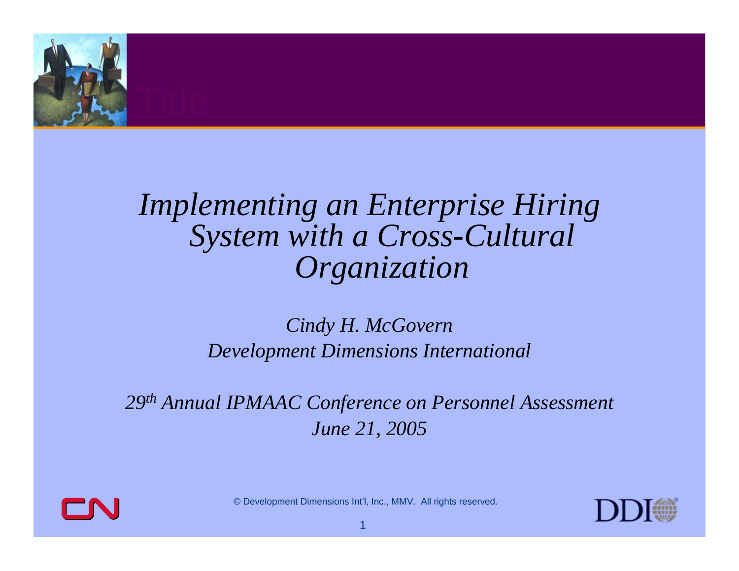# *Implementing an Enterprise Hiring System with a Cross-Cultural Organization*

*Cindy H. McGovern*
*Development Dimensions International*

*29th Annual IPMAAC Conference on Personnel Assessment*
*June 21, 2005*

© Development Dimensions Int'l, Inc., MMV. All rights reserved.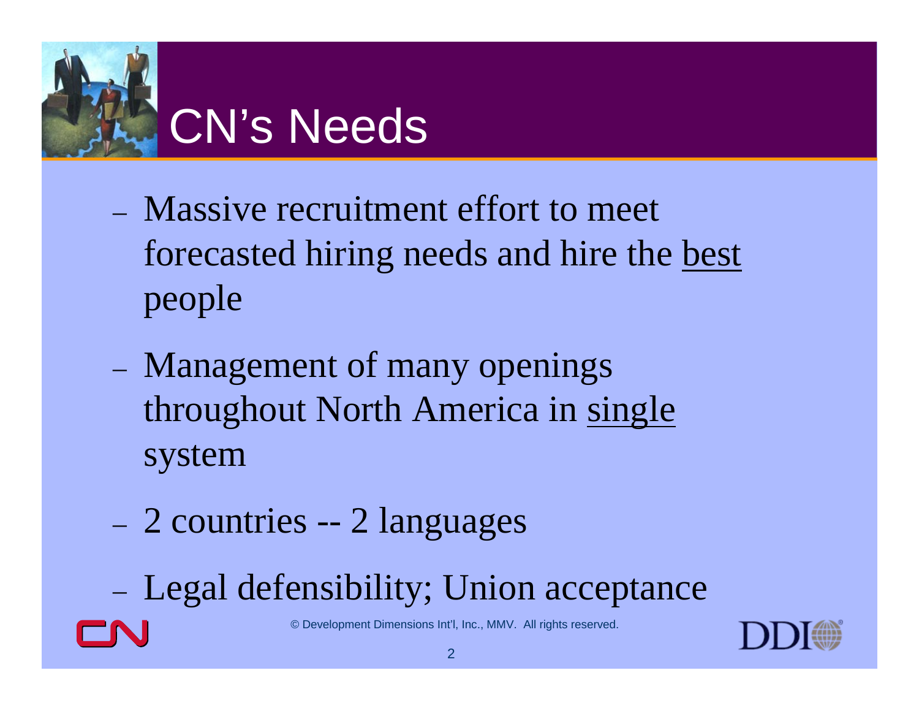# CN's Needs

- Massive recruitment effort to meet forecasted hiring needs and hire the <u>best</u> people
- Management of many openings throughout North America in <u>single</u> system
- 2 countries -- 2 languages
- Legal defensibility; Union acceptance

© Development Dimensions Int'l, Inc., MMV. All rights reserved.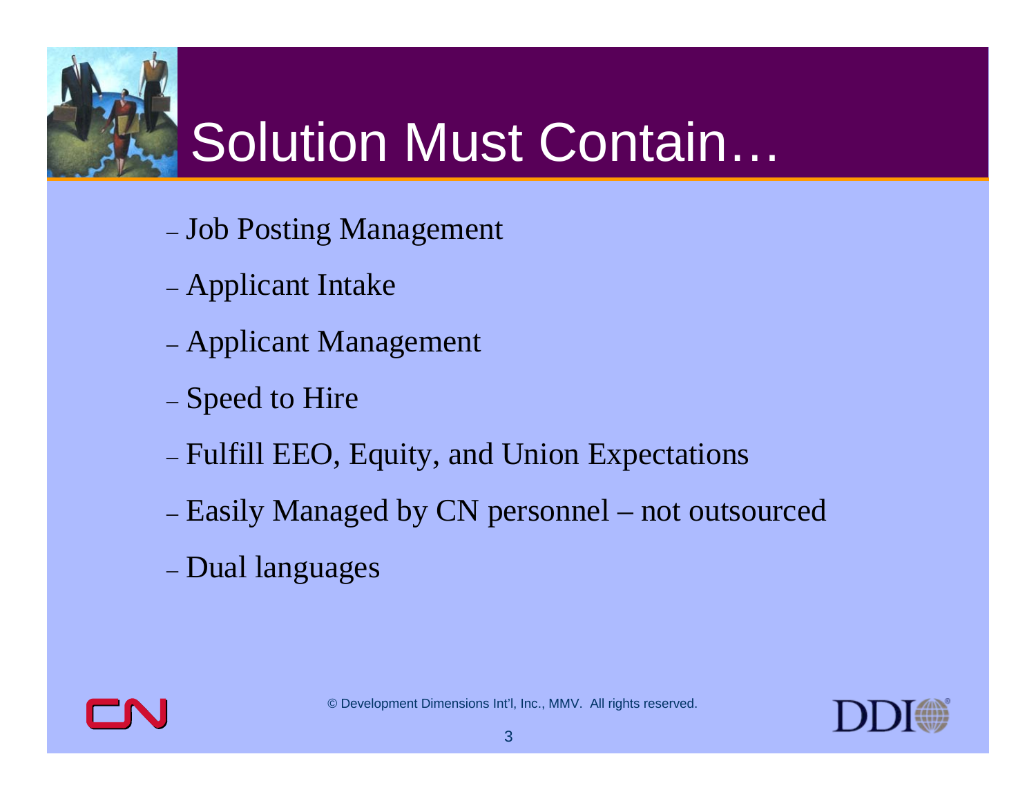# Solution Must Contain…

- Job Posting Management
- Applicant Intake
- Applicant Management
- Speed to Hire
- Fulfill EEO, Equity, and Union Expectations
- Easily Managed by CN personnel – not outsourced
- Dual languages

© Development Dimensions Int'l, Inc., MMV. All rights reserved.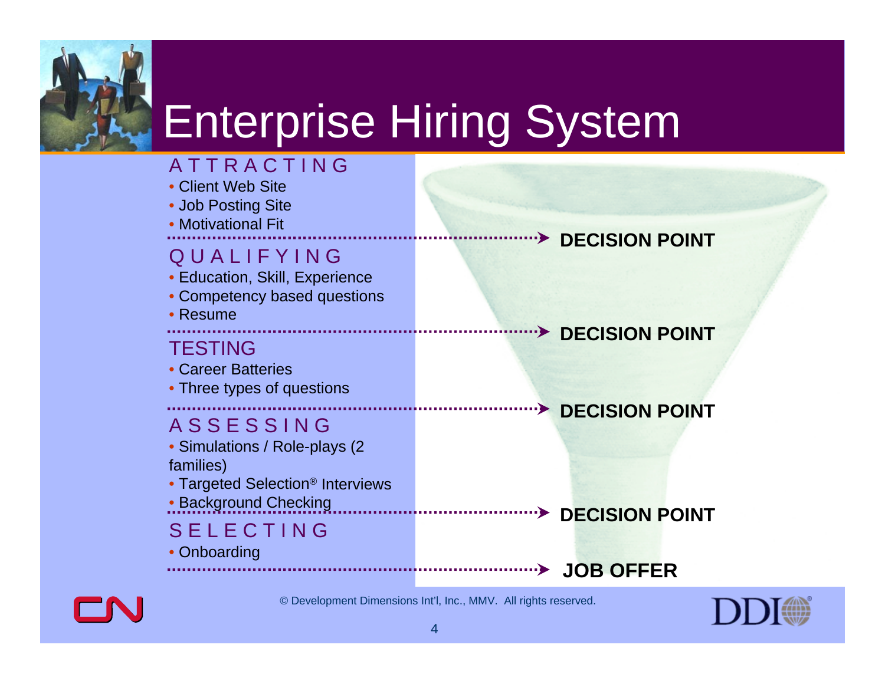# Enterprise Hiring System

## ATTRACTING
- Client Web Site
- Job Posting Site
- Motivational Fit

→ **DECISION POINT**

## QUALIFYING
- Education, Skill, Experience
- Competency based questions
- Resume

→ **DECISION POINT**

## TESTING
- Career Batteries
- Three types of questions

→ **DECISION POINT**

## ASSESSING
- Simulations / Role-plays (2 families)
- Targeted Selection® Interviews
- Background Checking

→ **DECISION POINT**

## SELECTING
- Onboarding

→ **JOB OFFER**

© Development Dimensions Int'l, Inc., MMV. All rights reserved.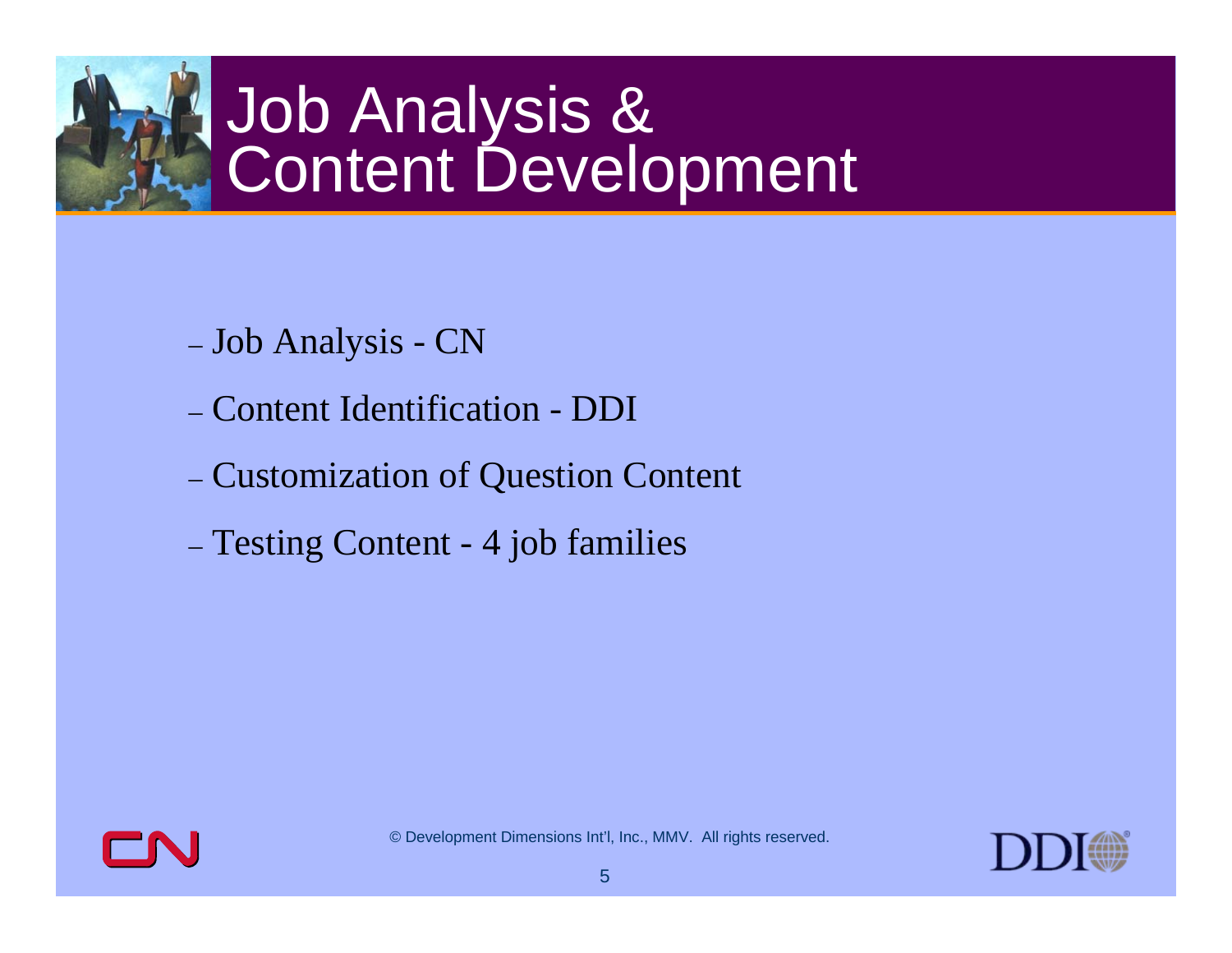# Job Analysis & Content Development

- Job Analysis - CN
- Content Identification - DDI
- Customization of Question Content
- Testing Content - 4 job families

© Development Dimensions Int'l, Inc., MMV. All rights reserved.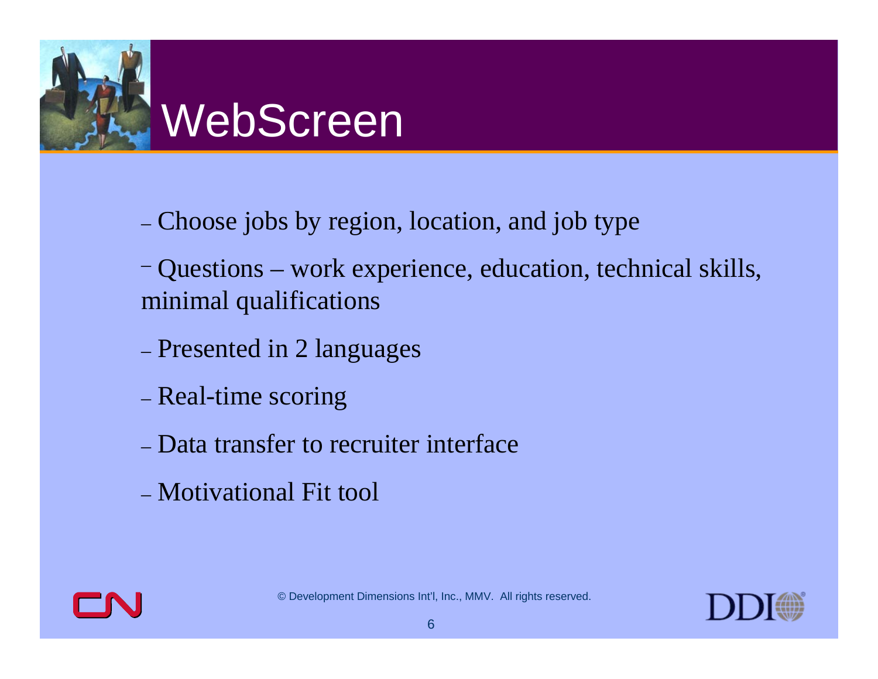# WebScreen

- Choose jobs by region, location, and job type
- Questions – work experience, education, technical skills, minimal qualifications
- Presented in 2 languages
- Real-time scoring
- Data transfer to recruiter interface
- Motivational Fit tool

© Development Dimensions Int'l, Inc., MMV. All rights reserved.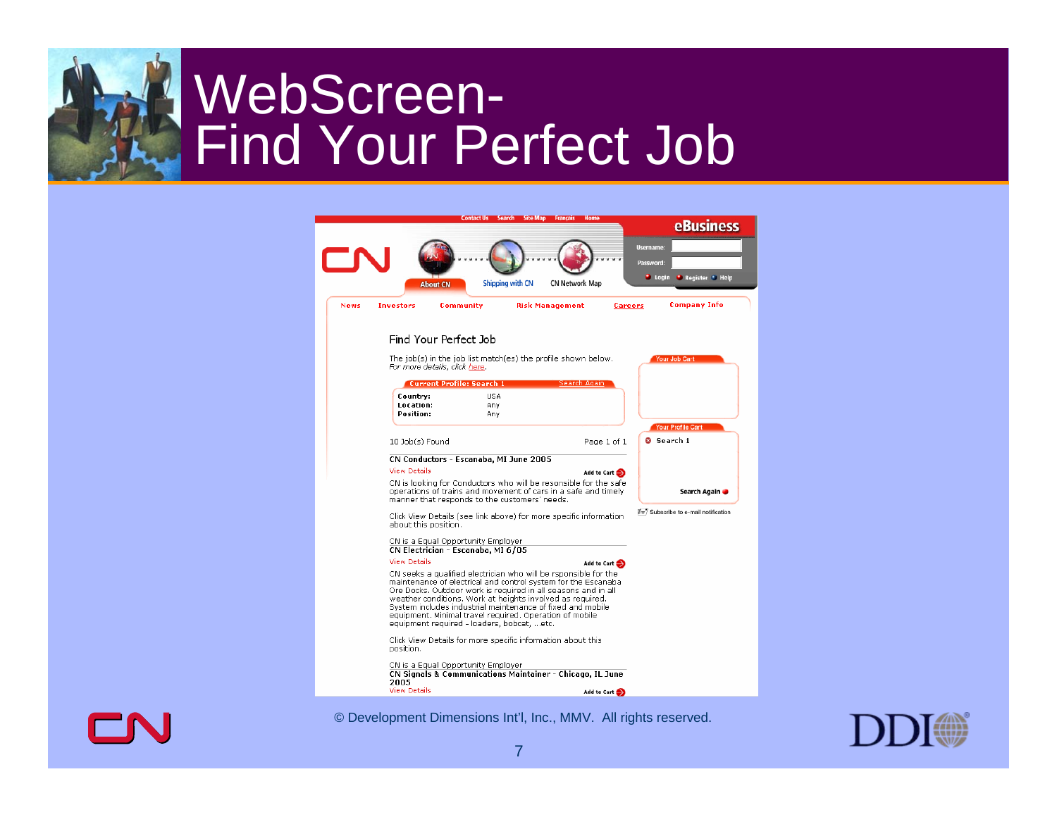# WebScreen- Find Your Perfect Job

Contact Us Search Site Map Français Home

eBusiness

Username:

Password:

Login Register Help

About CN Shipping with CN CN Network Map

News Investors Community Risk Management Careers Company Info

## Find Your Perfect Job

The job(s) in the job list match(es) the profile shown below.
*For more details, click here.*

**Current Profile: Search 1** Search Again

| | |
|---|---|
| **Country:** | USA |
| **Location:** | Any |
| **Position:** | Any |

10 Job(s) Found Page 1 of 1

**CN Conductors - Escanaba, MI June 2005**

View Details Add to Cart

CN is looking for Conductors who will be resonsible for the safe operations of trains and movement of cars in a safe and timely manner that responds to the customers' needs.

Click View Details (see link above) for more specific information about this position.

CN is a Equal Opportunity Employer

**CN Electrician - Esconaba, MI 6/05**

View Details Add to Cart

CN seeks a qualified electrician who will be rsponsible for the maintenance of electrical and control system for the Escanaba Ore Docks. Outdoor work is required in all seasons and in all weather conditions. Work at heights involved as required. System includes industrial maintenance of fixed and mobile equipment. Minimal travel required. Operation of mobile equipment required - loaders, bobcat, ...etc.

Click View Details for more specific information about this position.

CN is a Equal Opportunity Employer

**CN Signals & Communications Maintainer - Chicago, IL June 2005**

View Details Add to Cart

Your Job Cart

Your Profile Cart

Search 1

Search Again

Subscribe to e-mail notification

© Development Dimensions Int'l, Inc., MMV. All rights reserved.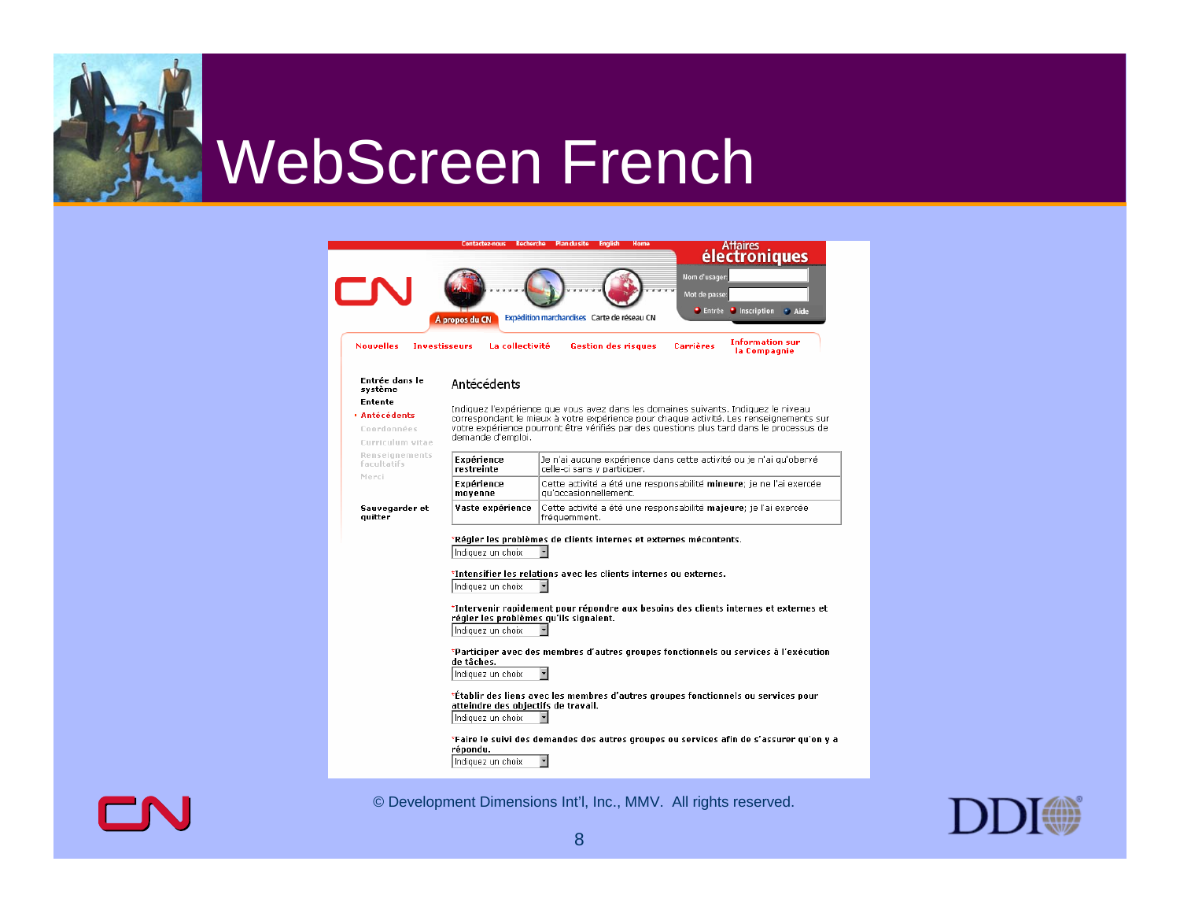# WebScreen French

Contactez-nous Recherche Plan du site English Home

Affaires électroniques

Nom d'usager:

Mot de passe:

Entrée Inscription Aide

À propos du CN Expédition marchandises Carte de réseau CN

Nouvelles Investisseurs La collectivité Gestion des risques Carrières Information sur la Compagnie

- Entrée dans le système
- Entente
- Antécédents
- Coordonnées
- Curriculum vitae
- Renseignements facultatifs
- Merci

Sauvegarder et quitter

## Antécédents

Indiquez l'expérience que vous avez dans les domaines suivants. Indiquez le niveau correspondant le mieux à votre expérience pour chaque activité. Les renseignements sur votre expérience pourront être vérifiés par des questions plus tard dans le processus de demande d'emploi.

| | |
|---|---|
| **Expérience restreinte** | Je n'ai aucune expérience dans cette activité ou je n'ai qu'oberve celle-ci sans y participer. |
| **Expérience moyenne** | Cette activité a été une responsabilité **mineure**; je ne l'ai exercée qu'occasionnellement. |
| **Vaste expérience** | Cette activité a été une responsabilité **majeure**; je l'ai exercée fréquemment. |

*Régler les problèmes de clients internes et externes mécontents.
Indiquez un choix

*Intensifier les relations avec les clients internes ou externes.
Indiquez un choix

*Intervenir rapidement pour répondre aux besoins des clients internes et externes et régler les problèmes qu'ils signalent.
Indiquez un choix

*Participer avec des membres d'autres groupes fonctionnels ou services à l'exécution de tâches.
Indiquez un choix

*Établir des liens avec les membres d'autres groupes fonctionnels ou services pour atteindre des objectifs de travail.
Indiquez un choix

*Faire le suivi des demandes des autres groupes ou services afin de s'assurer qu'on y a répondu.
Indiquez un choix

© Development Dimensions Int'l, Inc., MMV. All rights reserved.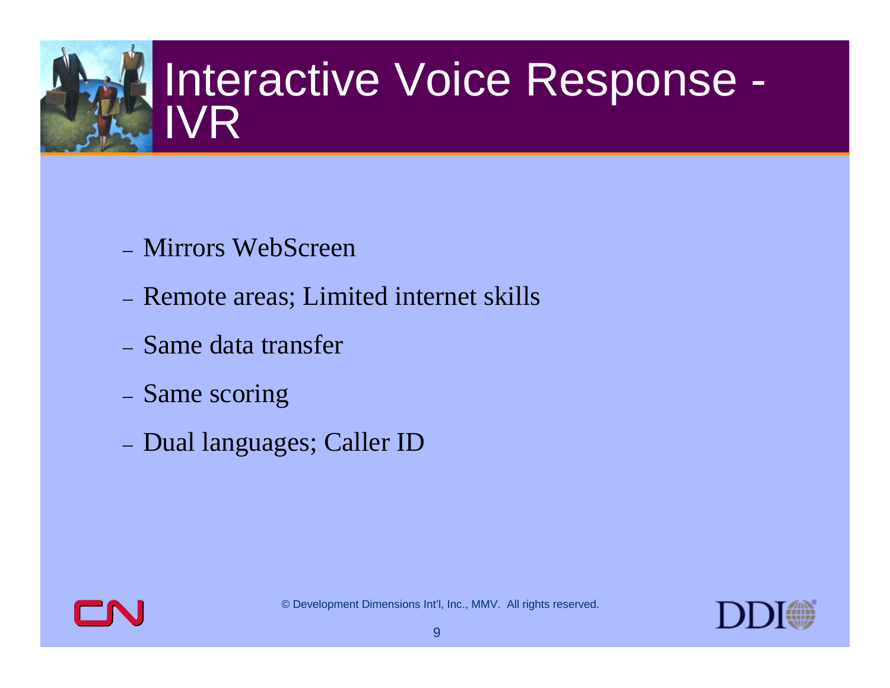# Interactive Voice Response - IVR

- Mirrors WebScreen
- Remote areas; Limited internet skills
- Same data transfer
- Same scoring
- Dual languages; Caller ID

© Development Dimensions Int'l, Inc., MMV. All rights reserved.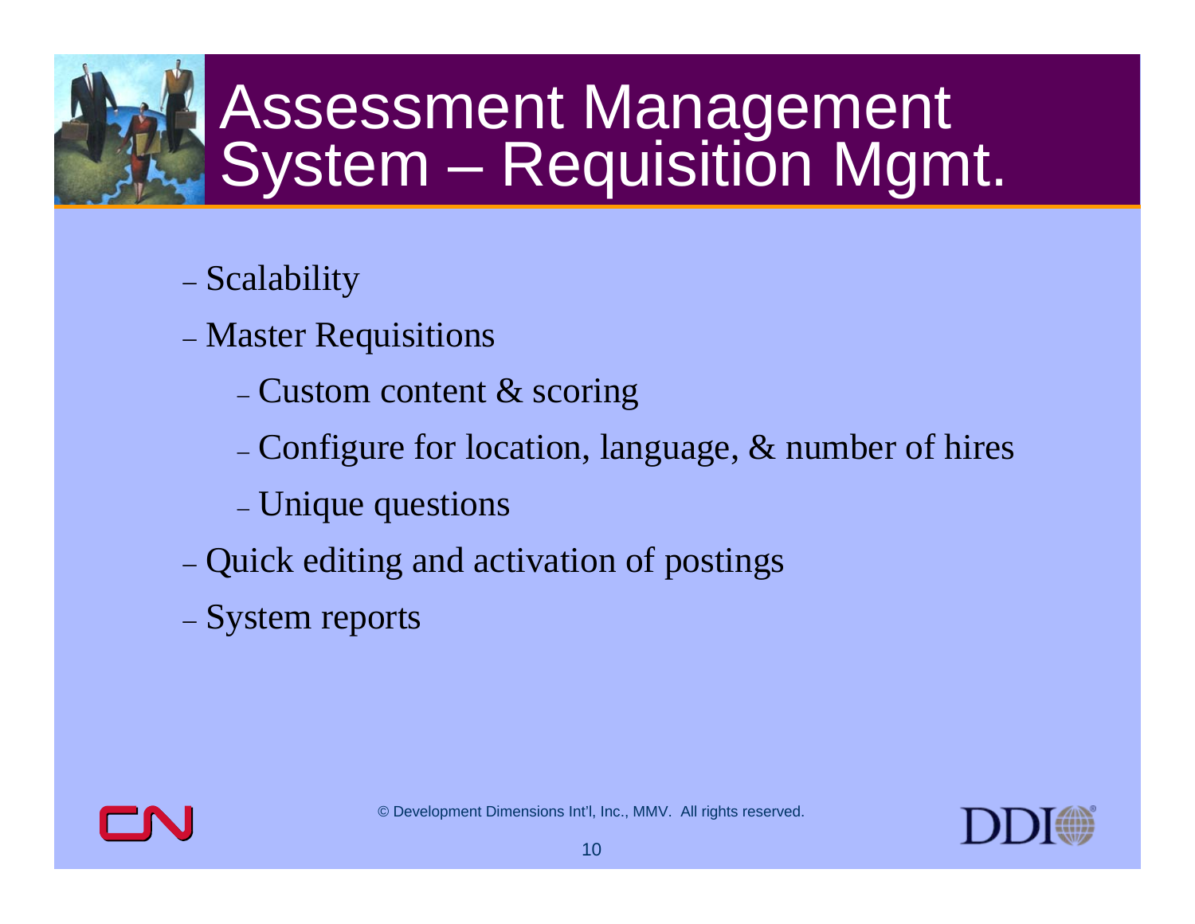# Assessment Management System – Requisition Mgmt.

- Scalability
- Master Requisitions
  - Custom content & scoring
  - Configure for location, language, & number of hires
  - Unique questions
- Quick editing and activation of postings
- System reports

© Development Dimensions Int'l, Inc., MMV. All rights reserved.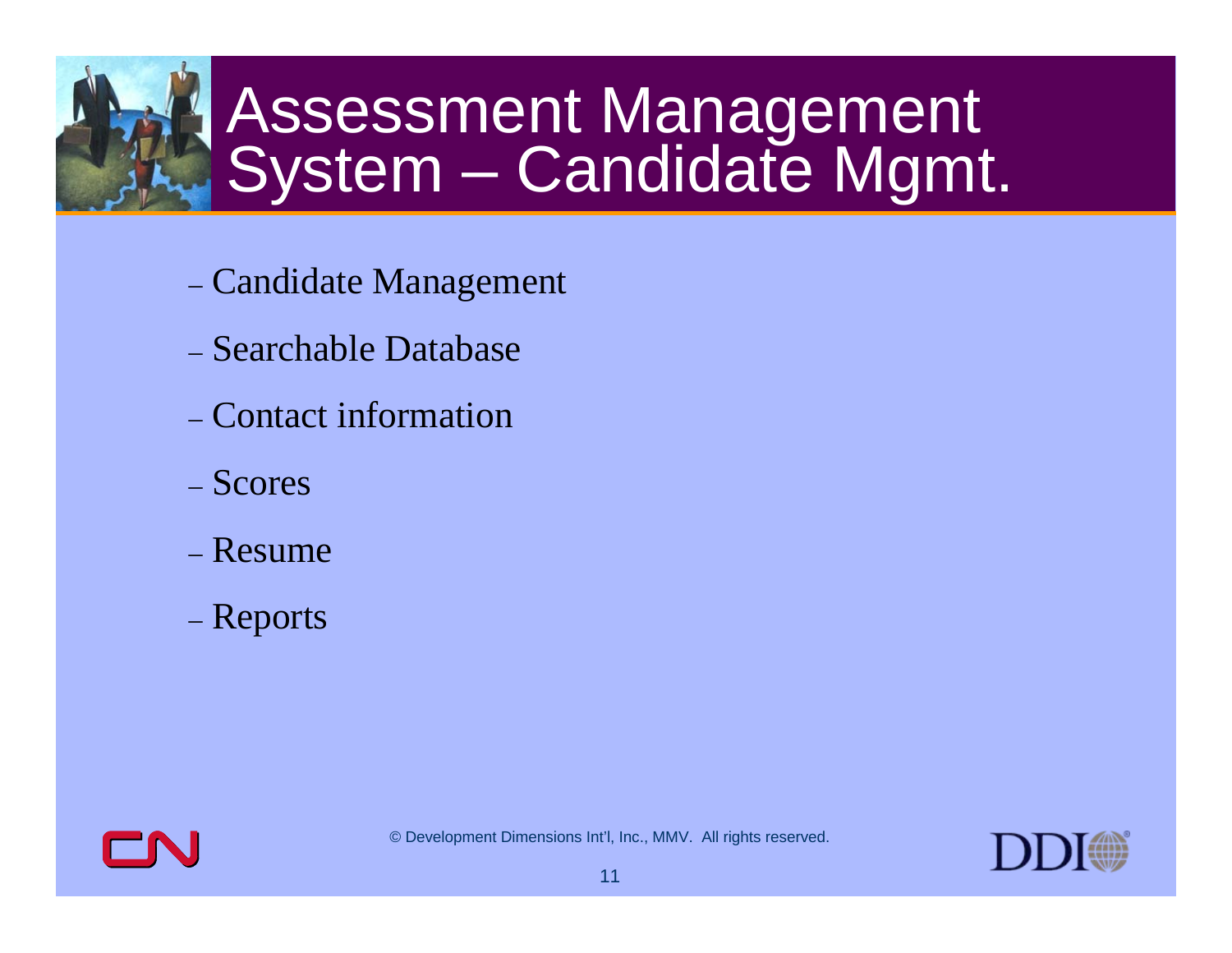# Assessment Management System – Candidate Mgmt.

- Candidate Management
- Searchable Database
- Contact information
- Scores
- Resume
- Reports

© Development Dimensions Int'l, Inc., MMV. All rights reserved.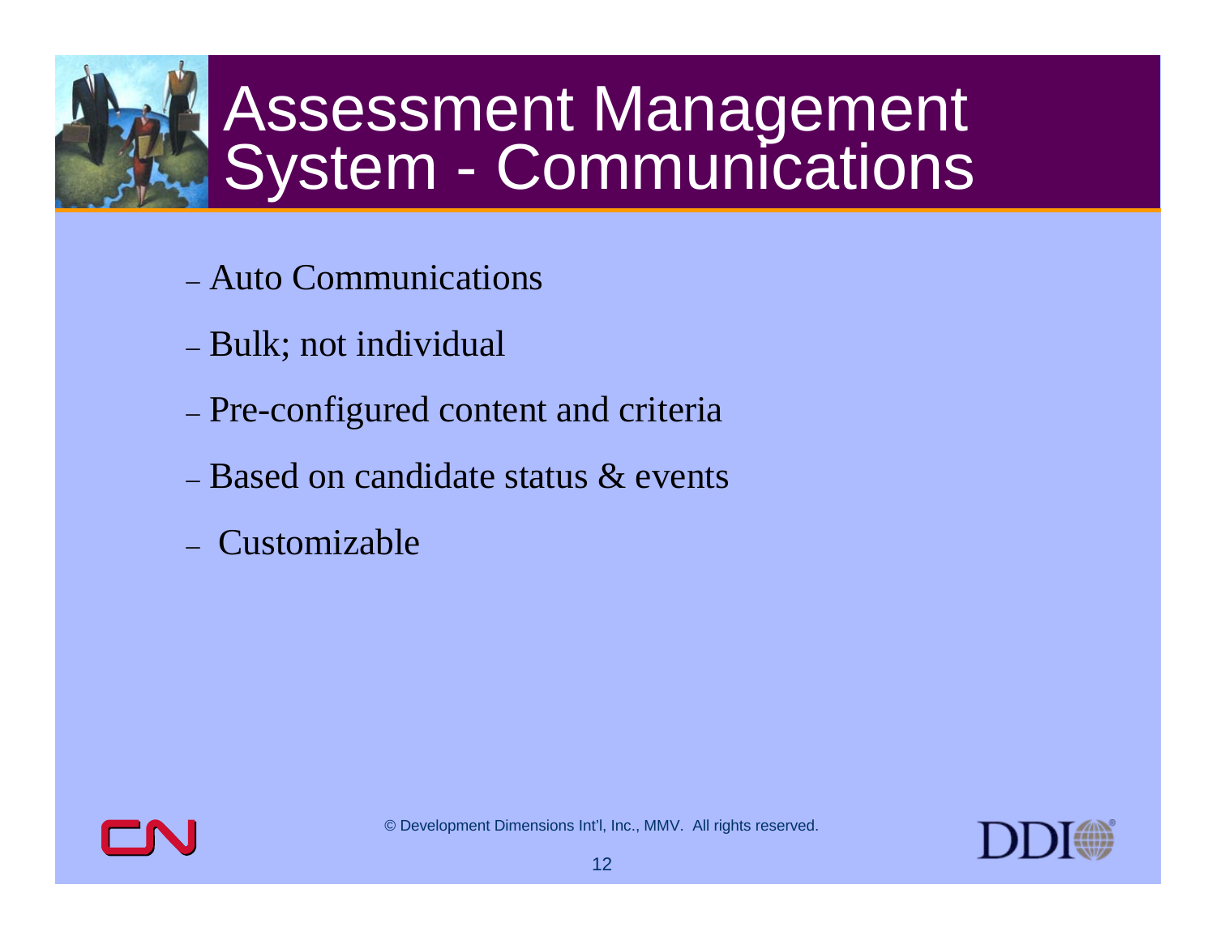# Assessment Management System - Communications

- Auto Communications
- Bulk; not individual
- Pre-configured content and criteria
- Based on candidate status & events
- Customizable

© Development Dimensions Int'l, Inc., MMV. All rights reserved.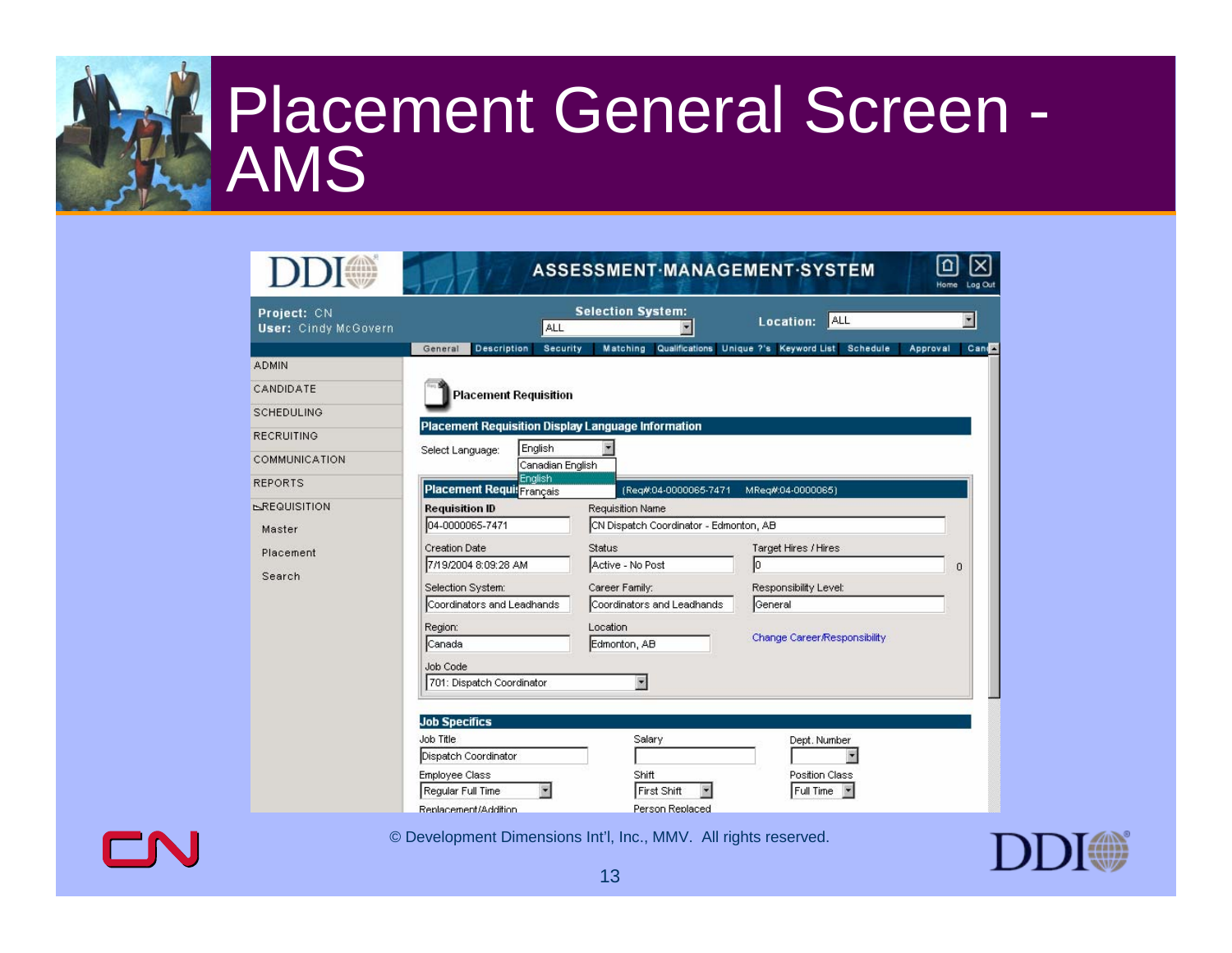# Placement General Screen - AMS

**ASSESSMENT·MANAGEMENT·SYSTEM**

Home | Log Out

**Project:** CN
**User:** Cindy McGovern

**Selection System:** ALL

**Location:** ALL

General | Description | Security | Matching | Qualifications | Unique ?'s | Keyword List | Schedule | Approval | Cand

- ADMIN
- CANDIDATE
- SCHEDULING
- RECRUITING
- COMMUNICATION
- REPORTS
- REQUISITION
  - Master
  - Placement
  - Search

**Placement Requisition**

**Placement Requisition Display Language Information**

Select Language: English (Canadian English / English / Français)

**Placement Requisition** (Req#:04-0000065-7471 MReq#:04-0000065)

| Requisition ID | Requisition Name | |
|---|---|---|
| 04-0000065-7471 | CN Dispatch Coordinator - Edmonton, AB | |
| **Creation Date** | **Status** | **Target Hires / Hires** |
| 7/19/2004 8:09:28 AM | Active - No Post | 0 / 0 |
| **Selection System:** | **Career Family:** | **Responsibility Level:** |
| Coordinators and Leadhands | Coordinators and Leadhands | General |
| **Region:** | **Location** | |
| Canada | Edmonton, AB | Change Career/Responsibility |

Job Code: 701: Dispatch Coordinator

**Job Specifics**

| Job Title | Salary | Dept. Number |
|---|---|---|
| Dispatch Coordinator | | |
| **Employee Class** | **Shift** | **Position Class** |
| Regular Full Time | First Shift | Full Time |
| **Replacement/Addition** | **Person Replaced** | |

© Development Dimensions Int'l, Inc., MMV. All rights reserved.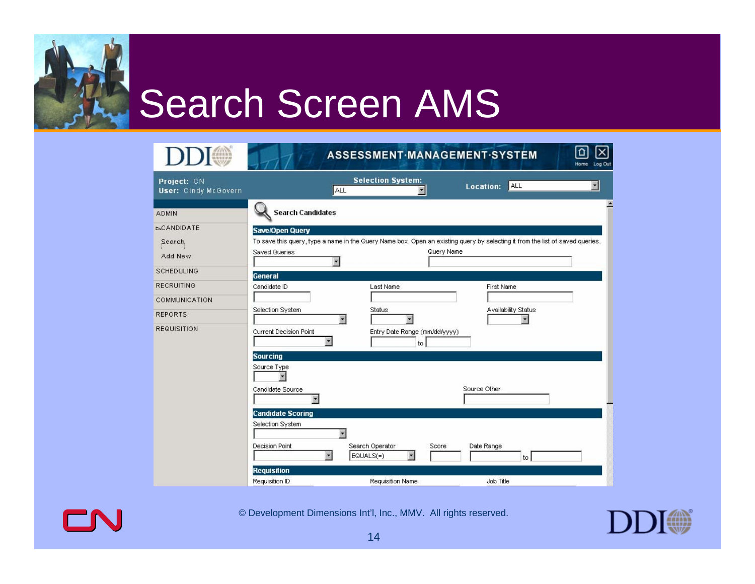# Search Screen AMS

DDI — ASSESSMENT·MANAGEMENT·SYSTEM — Home | Log Out

**Project:** CN
**User:** Cindy McGovern

**Selection System:** ALL
**Location:** ALL

- ADMIN
- CANDIDATE
  - Search
  - Add New
- SCHEDULING
- RECRUITING
- COMMUNICATION
- REPORTS
- REQUISITION

## Search Candidates

### Save/Open Query

To save this query, type a name in the Query Name box. Open an existing query by selecting it from the list of saved queries.

Saved Queries | Query Name

### General

Candidate ID | Last Name | First Name

Selection System | Status | Availability Status

Current Decision Point | Entry Date Range (mm/dd/yyyy) to

### Sourcing

Source Type

Candidate Source | Source Other

### Candidate Scoring

Selection System

Decision Point | Search Operator: EQUALS(=) | Score | Date Range to

### Requisition

Requisition ID | Requisition Name | Job Title

© Development Dimensions Int'l, Inc., MMV. All rights reserved.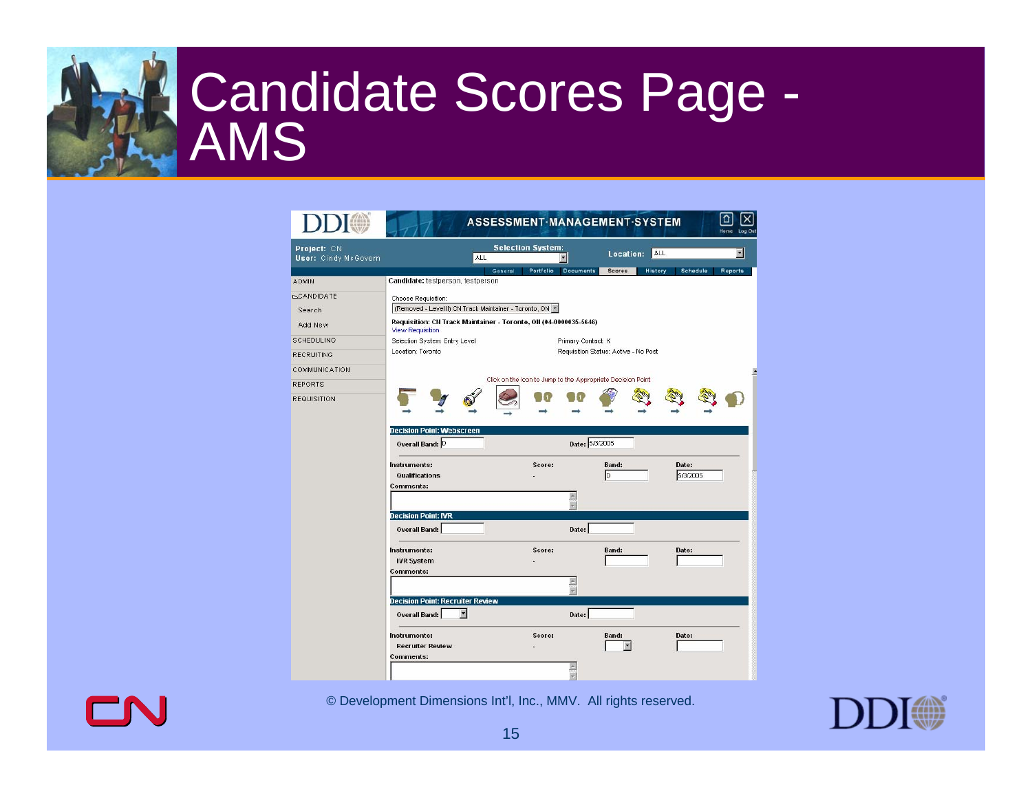# Candidate Scores Page - AMS

**ASSESSMENT·MANAGEMENT·SYSTEM**

**Project:** CN
**User:** Cindy McGovern

**Selection System:** ALL
**Location:** ALL

General | Portfolio | Documents | Scores | History | Schedule | Reports

- ADMIN
- CANDIDATE
  - Search
  - Add New
- SCHEDULING
- RECRUITING
- COMMUNICATION
- REPORTS
- REQUISITION

**Candidate:** testperson, testperson

Choose Requisition:
(Removed - Level II) CN Track Maintainer - Toronto, ON

**Requisition: CN Track Maintainer - Toronto, ON (04-0000035-5646)**
View Requisition

Selection System: Entry Level
Primary Contact: K
Location: Toronto
Requisition Status: Active - No Post

Click on the Icon to Jump to the Appropriate Decision Point

**Decision Point: Webscreen**

**Overall Band:** D
**Date:** 5/3/2005

| Instruments: | Score: | Band: | Date: |
|---|---|---|---|
| Qualifications | - | D | 5/3/2005 |

**Comments:**

**Decision Point: IVR**

**Overall Band:**
**Date:**

| Instruments: | Score: | Band: | Date: |
|---|---|---|---|
| IVR System | - | | |

**Comments:**

**Decision Point: Recruiter Review**

**Overall Band:**
**Date:**

| Instruments: | Score: | Band: | Date: |
|---|---|---|---|
| Recruiter Review | - | | |

**Comments:**

© Development Dimensions Int'l, Inc., MMV. All rights reserved.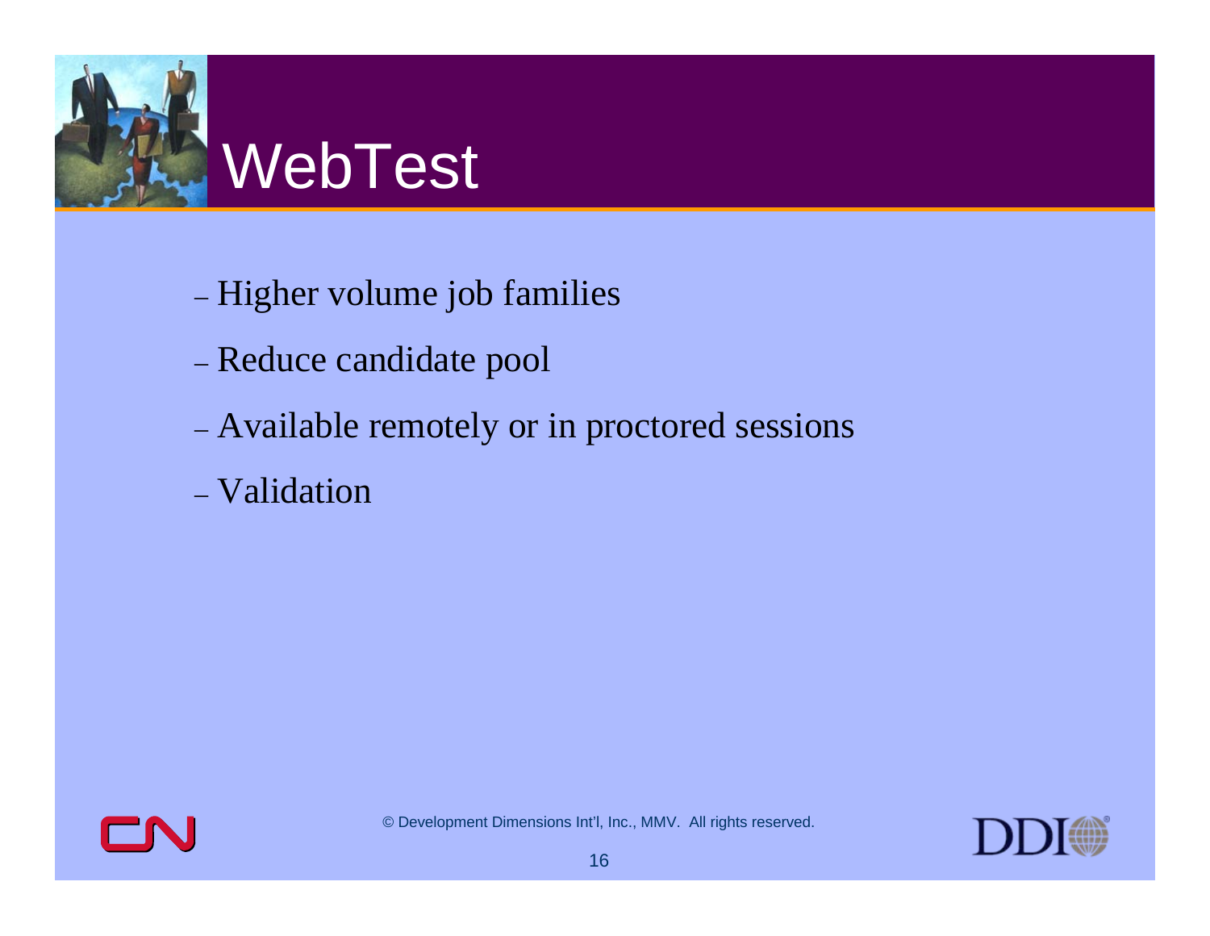# WebTest

- Higher volume job families
- Reduce candidate pool
- Available remotely or in proctored sessions
- Validation

© Development Dimensions Int'l, Inc., MMV. All rights reserved.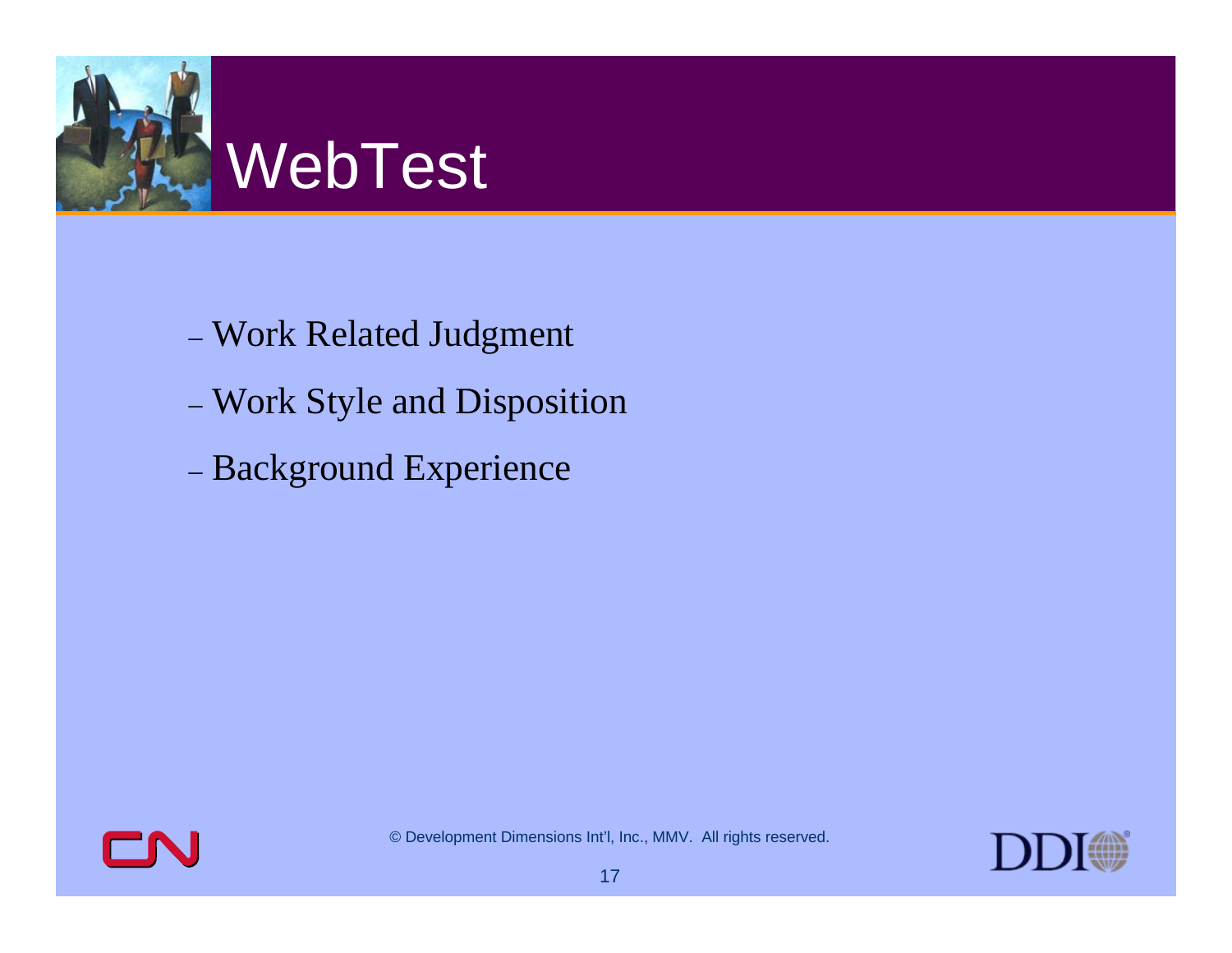# WebTest

- Work Related Judgment
- Work Style and Disposition
- Background Experience

© Development Dimensions Int'l, Inc., MMV. All rights reserved.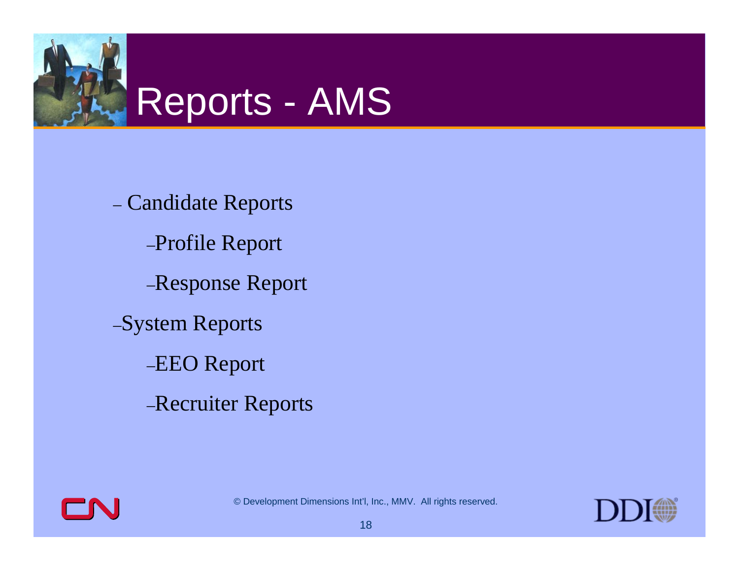# Reports - AMS

- Candidate Reports
  - Profile Report
  - Response Report
- System Reports
  - EEO Report
  - Recruiter Reports

© Development Dimensions Int'l, Inc., MMV. All rights reserved.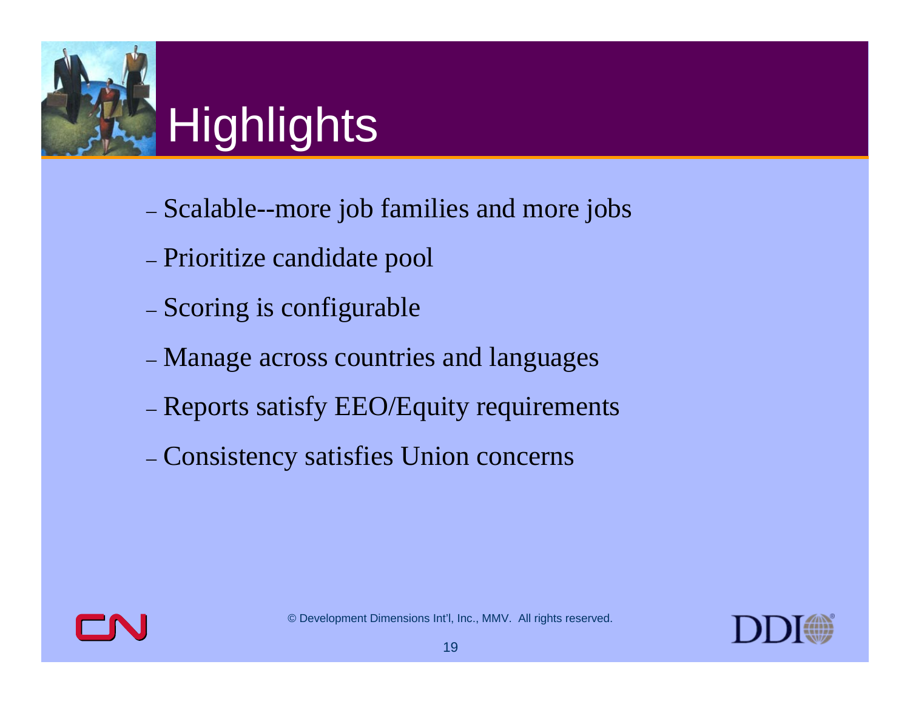# Highlights

- Scalable--more job families and more jobs
- Prioritize candidate pool
- Scoring is configurable
- Manage across countries and languages
- Reports satisfy EEO/Equity requirements
- Consistency satisfies Union concerns

© Development Dimensions Int'l, Inc., MMV. All rights reserved.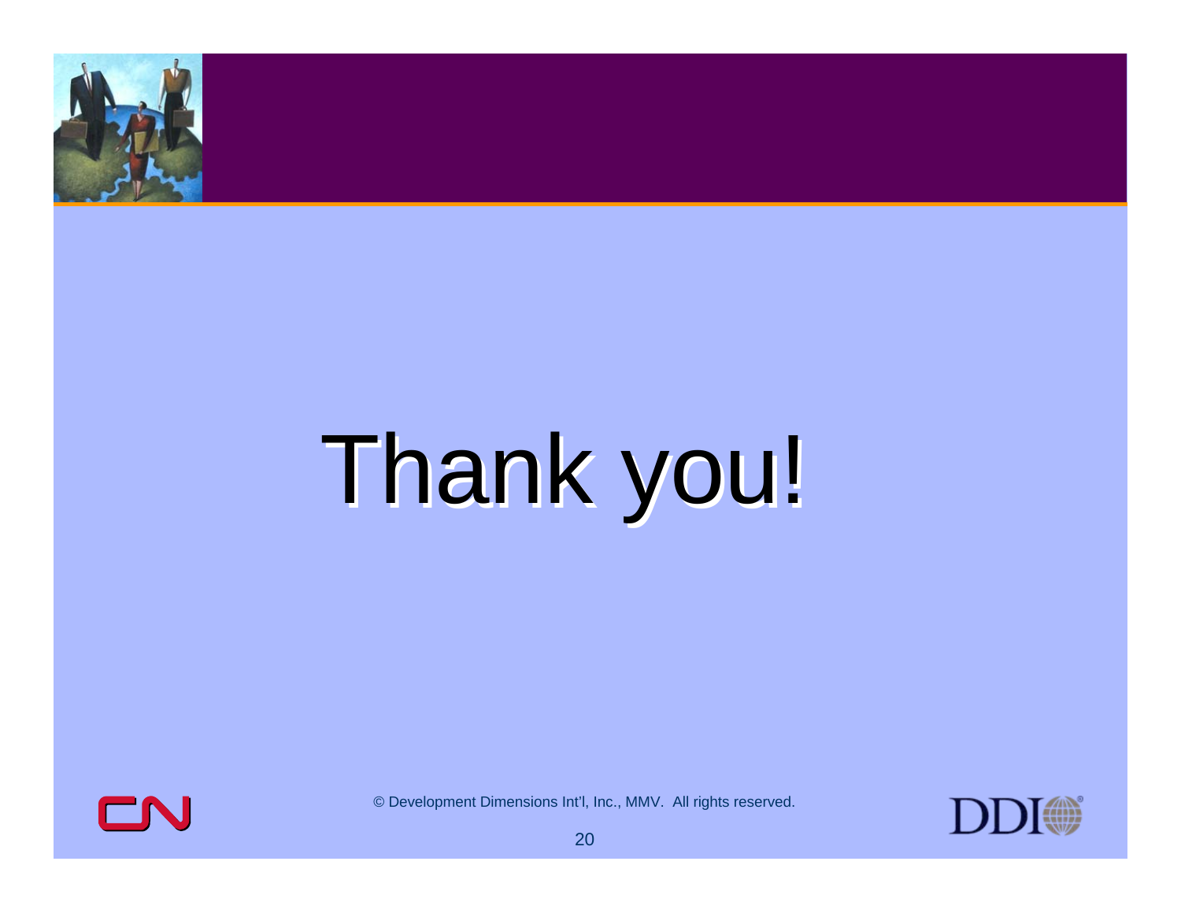# Thank you!

© Development Dimensions Int'l, Inc., MMV. All rights reserved.